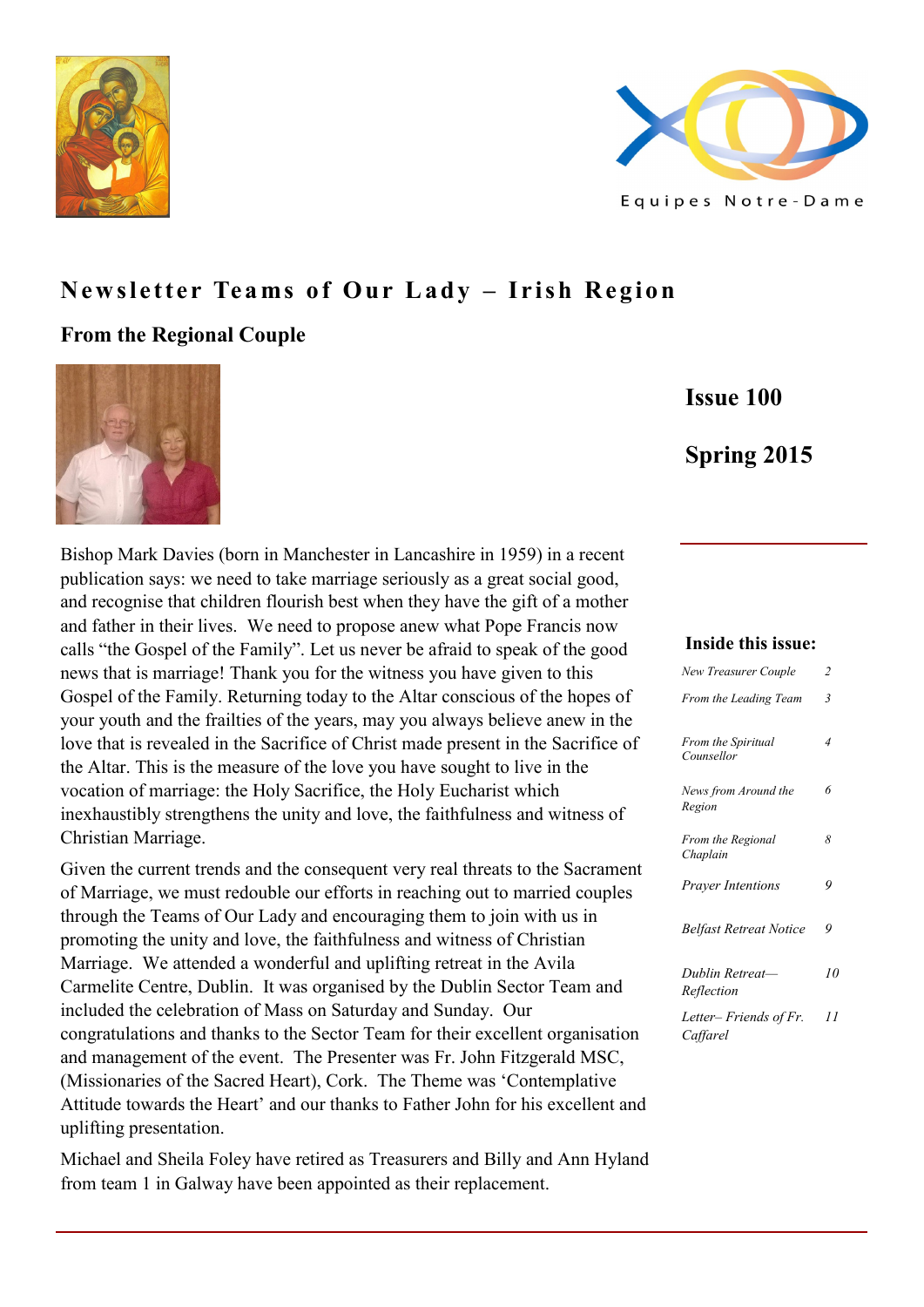Equipes Notre-Dame

# Newsletter Teams of Our Lady – Irish Region

## From the Regional Couple

**Issue 100**

**Spring 2015**

Bishop Mark Davies (born in Manchester in Lancashire in 1959) in a recent publication says: we need to take marriage seriously as a great social good, and recognise that children flourish best when they have the gift of a mother and father in their lives. We need to propose anew what Pope Francis now calls "the Gospel of the Family". Let us never be afraid to speak of the good news that is marriage! Thank you for the witness you have given to this Gospel of the Family. Returning today to the Altar conscious of the hopes of your youth and the frailties of the years, may you always believe anew in the love that is revealed in the Sacrifice of Christ made present in the Sacrifice of the Altar. This is the measure of the love you have sought to live in the vocation of marriage: the Holy Sacrifice, the Holy Eucharist which inexhaustibly strengthens the unity and love, the faithfulness and witness of Christian Marriage.

Given the current trends and the consequent very real threats to the Sacrament of Marriage, we must redouble our efforts in reaching out to married couples through the Teams of Our Lady and encouraging them to join with us in promoting the unity and love, the faithfulness and witness of Christian Marriage. We attended a wonderful and uplifting retreat in the Avila Carmelite Centre, Dublin. It was organised by the Dublin Sector Team and included the celebration of Mass on Saturday and Sunday. Our congratulations and thanks to the Sector Team for their excellent organisation and management of the event. The Presenter was Fr. John Fitzgerald MSC, (Missionaries of the Sacred Heart), Cork. The Theme was 'Contemplative Attitude towards the Heart' and our thanks to Father John for his excellent and uplifting presentation.

Michael and Sheila Foley have retired as Treasurers and Billy and Ann Hyland from team 1 in Galway have been appointed as their replacement.

### Inside this issue:

| | |
|---|---|
| *New Treasurer Couple* | *2* |
| *From the Leading Team* | *3* |
| *From the Spiritual Counsellor* | *4* |
| *News from Around the Region* | *6* |
| *From the Regional Chaplain* | *8* |
| *Prayer Intentions* | *9* |
| *Belfast Retreat Notice* | *9* |
| *Dublin Retreat— Reflection* | *10* |
| *Letter– Friends of Fr. Caffarel* | *11* |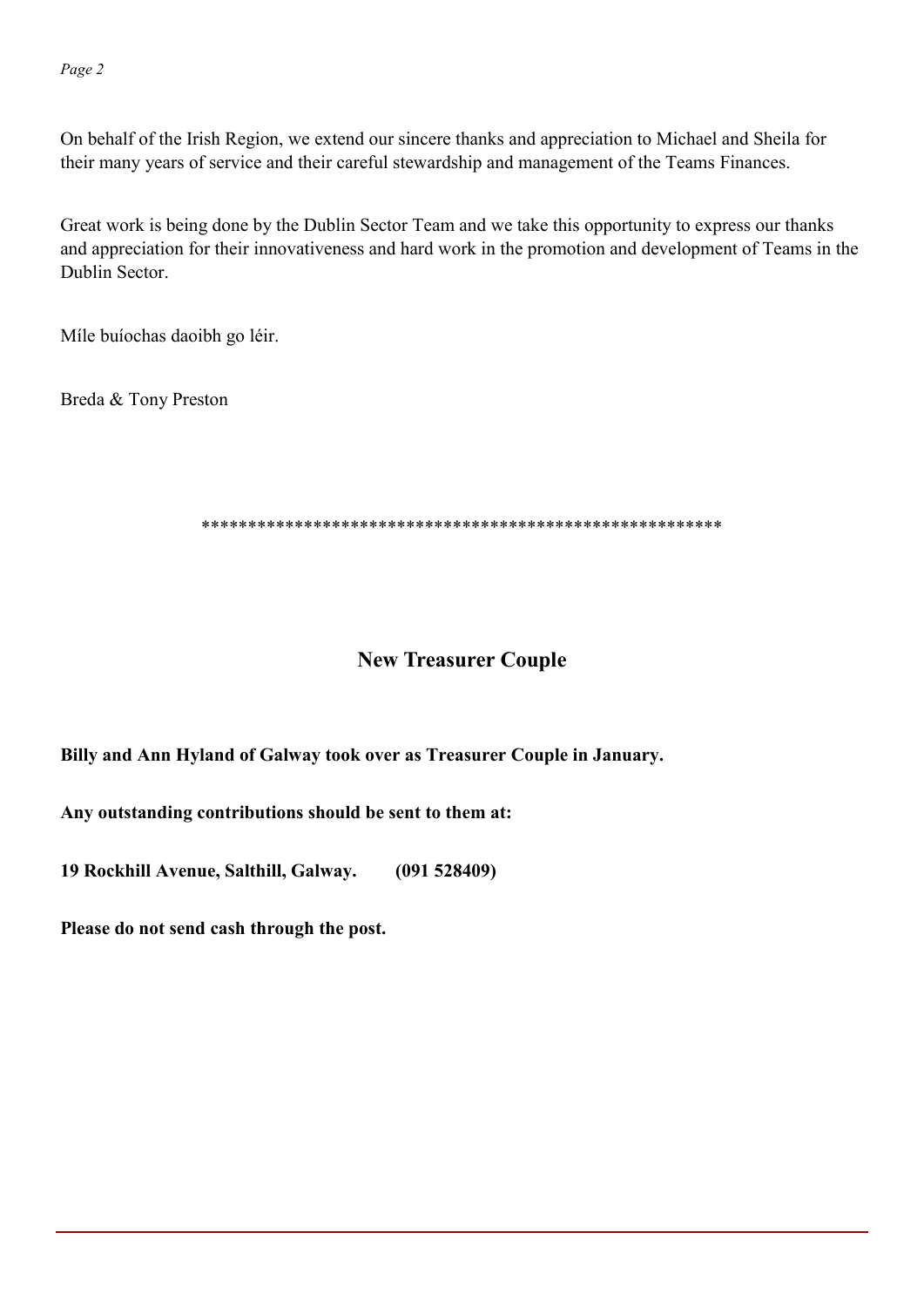On behalf of the Irish Region, we extend our sincere thanks and appreciation to Michael and Sheila for their many years of service and their careful stewardship and management of the Teams Finances.

Great work is being done by the Dublin Sector Team and we take this opportunity to express our thanks and appreciation for their innovativeness and hard work in the promotion and development of Teams in the Dublin Sector.

Míle buíochas daoibh go léir.

Breda & Tony Preston

*******************************************************

## New Treasurer Couple

**Billy and Ann Hyland of Galway took over as Treasurer Couple in January.**

**Any outstanding contributions should be sent to them at:**

**19 Rockhill Avenue, Salthill, Galway. (091 528409)**

**Please do not send cash through the post.**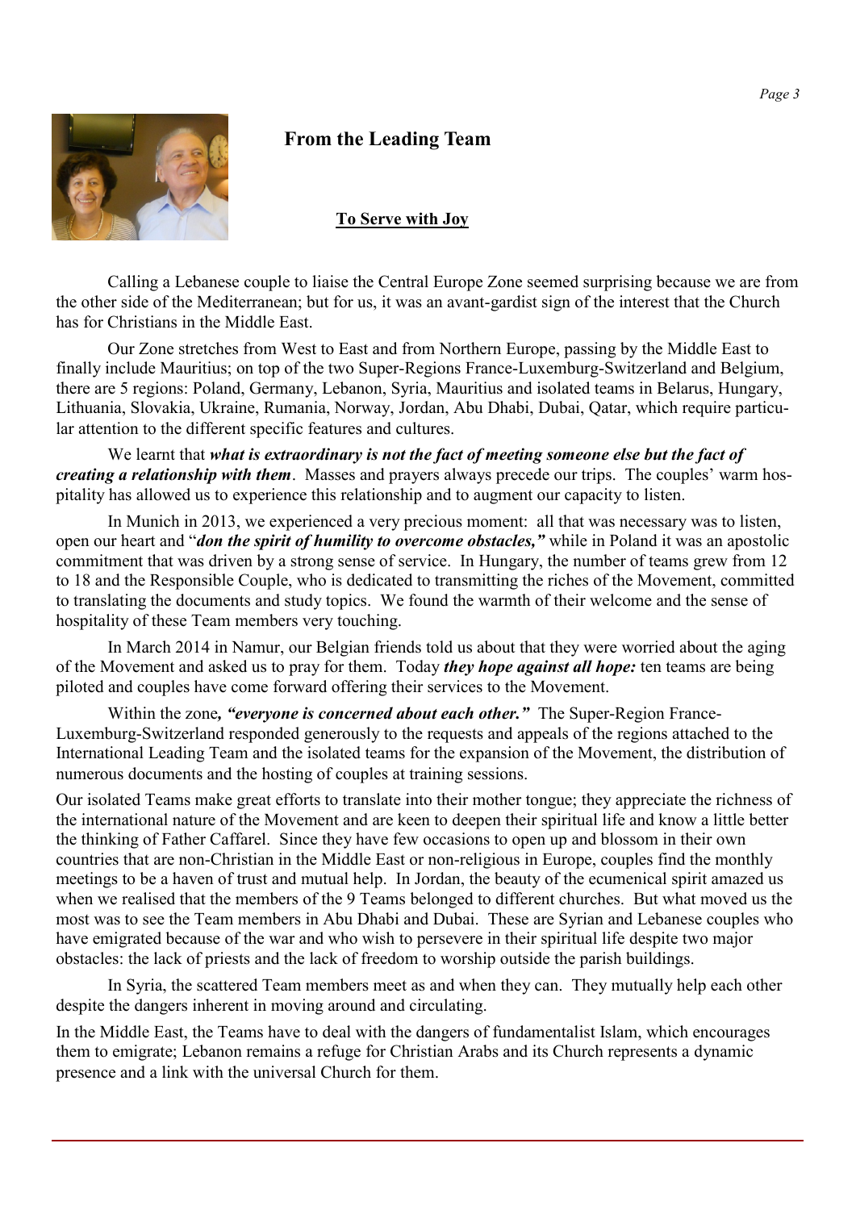## From the Leading Team

### To Serve with Joy

Calling a Lebanese couple to liaise the Central Europe Zone seemed surprising because we are from the other side of the Mediterranean; but for us, it was an avant-gardist sign of the interest that the Church has for Christians in the Middle East.

Our Zone stretches from West to East and from Northern Europe, passing by the Middle East to finally include Mauritius; on top of the two Super-Regions France-Luxemburg-Switzerland and Belgium, there are 5 regions: Poland, Germany, Lebanon, Syria, Mauritius and isolated teams in Belarus, Hungary, Lithuania, Slovakia, Ukraine, Rumania, Norway, Jordan, Abu Dhabi, Dubai, Qatar, which require particular attention to the different specific features and cultures.

We learnt that ***what is extraordinary is not the fact of meeting someone else but the fact of creating a relationship with them***. Masses and prayers always precede our trips. The couples' warm hospitality has allowed us to experience this relationship and to augment our capacity to listen.

In Munich in 2013, we experienced a very precious moment: all that was necessary was to listen, open our heart and "***don the spirit of humility to overcome obstacles,"*** while in Poland it was an apostolic commitment that was driven by a strong sense of service. In Hungary, the number of teams grew from 12 to 18 and the Responsible Couple, who is dedicated to transmitting the riches of the Movement, committed to translating the documents and study topics. We found the warmth of their welcome and the sense of hospitality of these Team members very touching.

In March 2014 in Namur, our Belgian friends told us about that they were worried about the aging of the Movement and asked us to pray for them. Today ***they hope against all hope:*** ten teams are being piloted and couples have come forward offering their services to the Movement.

Within the zone***, "everyone is concerned about each other."*** The Super-Region France-Luxemburg-Switzerland responded generously to the requests and appeals of the regions attached to the International Leading Team and the isolated teams for the expansion of the Movement, the distribution of numerous documents and the hosting of couples at training sessions.

Our isolated Teams make great efforts to translate into their mother tongue; they appreciate the richness of the international nature of the Movement and are keen to deepen their spiritual life and know a little better the thinking of Father Caffarel. Since they have few occasions to open up and blossom in their own countries that are non-Christian in the Middle East or non-religious in Europe, couples find the monthly meetings to be a haven of trust and mutual help. In Jordan, the beauty of the ecumenical spirit amazed us when we realised that the members of the 9 Teams belonged to different churches. But what moved us the most was to see the Team members in Abu Dhabi and Dubai. These are Syrian and Lebanese couples who have emigrated because of the war and who wish to persevere in their spiritual life despite two major obstacles: the lack of priests and the lack of freedom to worship outside the parish buildings.

In Syria, the scattered Team members meet as and when they can. They mutually help each other despite the dangers inherent in moving around and circulating.

In the Middle East, the Teams have to deal with the dangers of fundamentalist Islam, which encourages them to emigrate; Lebanon remains a refuge for Christian Arabs and its Church represents a dynamic presence and a link with the universal Church for them.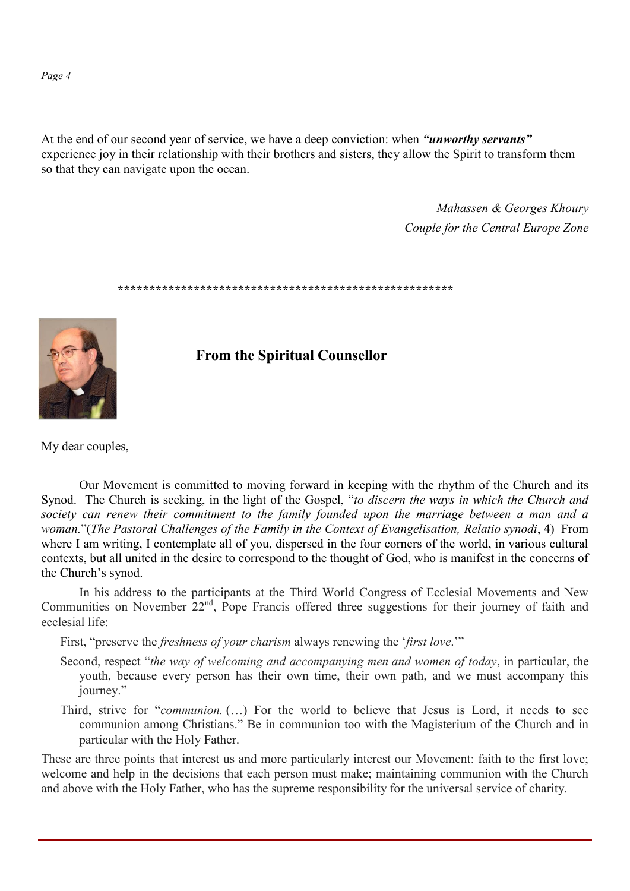At the end of our second year of service, we have a deep conviction: when ***"unworthy servants"*** experience joy in their relationship with their brothers and sisters, they allow the Spirit to transform them so that they can navigate upon the ocean.

*Mahassen & Georges Khoury*
*Couple for the Central Europe Zone*

*****************************************************

## From the Spiritual Counsellor

My dear couples,

Our Movement is committed to moving forward in keeping with the rhythm of the Church and its Synod. The Church is seeking, in the light of the Gospel, "*to discern the ways in which the Church and society can renew their commitment to the family founded upon the marriage between a man and a woman.*"(*The Pastoral Challenges of the Family in the Context of Evangelisation, Relatio synodi*, 4) From where I am writing, I contemplate all of you, dispersed in the four corners of the world, in various cultural contexts, but all united in the desire to correspond to the thought of God, who is manifest in the concerns of the Church's synod.

In his address to the participants at the Third World Congress of Ecclesial Movements and New Communities on November 22nd, Pope Francis offered three suggestions for their journey of faith and ecclesial life:

First, "preserve the *freshness of your charism* always renewing the '*first love*.'"

Second, respect "*the way of welcoming and accompanying men and women of today*, in particular, the youth, because every person has their own time, their own path, and we must accompany this journey."

Third, strive for "*communion.* (…) For the world to believe that Jesus is Lord, it needs to see communion among Christians." Be in communion too with the Magisterium of the Church and in particular with the Holy Father.

These are three points that interest us and more particularly interest our Movement: faith to the first love; welcome and help in the decisions that each person must make; maintaining communion with the Church and above with the Holy Father, who has the supreme responsibility for the universal service of charity.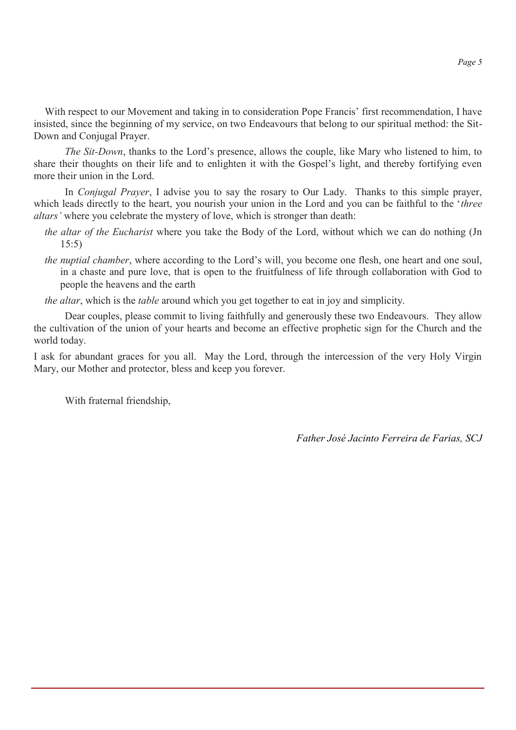With respect to our Movement and taking in to consideration Pope Francis' first recommendation, I have insisted, since the beginning of my service, on two Endeavours that belong to our spiritual method: the Sit-Down and Conjugal Prayer.

*The Sit-Down*, thanks to the Lord's presence, allows the couple, like Mary who listened to him, to share their thoughts on their life and to enlighten it with the Gospel's light, and thereby fortifying even more their union in the Lord.

In *Conjugal Prayer*, I advise you to say the rosary to Our Lady. Thanks to this simple prayer, which leads directly to the heart, you nourish your union in the Lord and you can be faithful to the '*three altars'* where you celebrate the mystery of love, which is stronger than death:

*the altar of the Eucharist* where you take the Body of the Lord, without which we can do nothing (Jn 15:5)

*the nuptial chamber*, where according to the Lord's will, you become one flesh, one heart and one soul, in a chaste and pure love, that is open to the fruitfulness of life through collaboration with God to people the heavens and the earth

*the altar*, which is the *table* around which you get together to eat in joy and simplicity.

Dear couples, please commit to living faithfully and generously these two Endeavours. They allow the cultivation of the union of your hearts and become an effective prophetic sign for the Church and the world today.

I ask for abundant graces for you all. May the Lord, through the intercession of the very Holy Virgin Mary, our Mother and protector, bless and keep you forever.

With fraternal friendship,

*Father José Jacinto Ferreira de Farias, SCJ*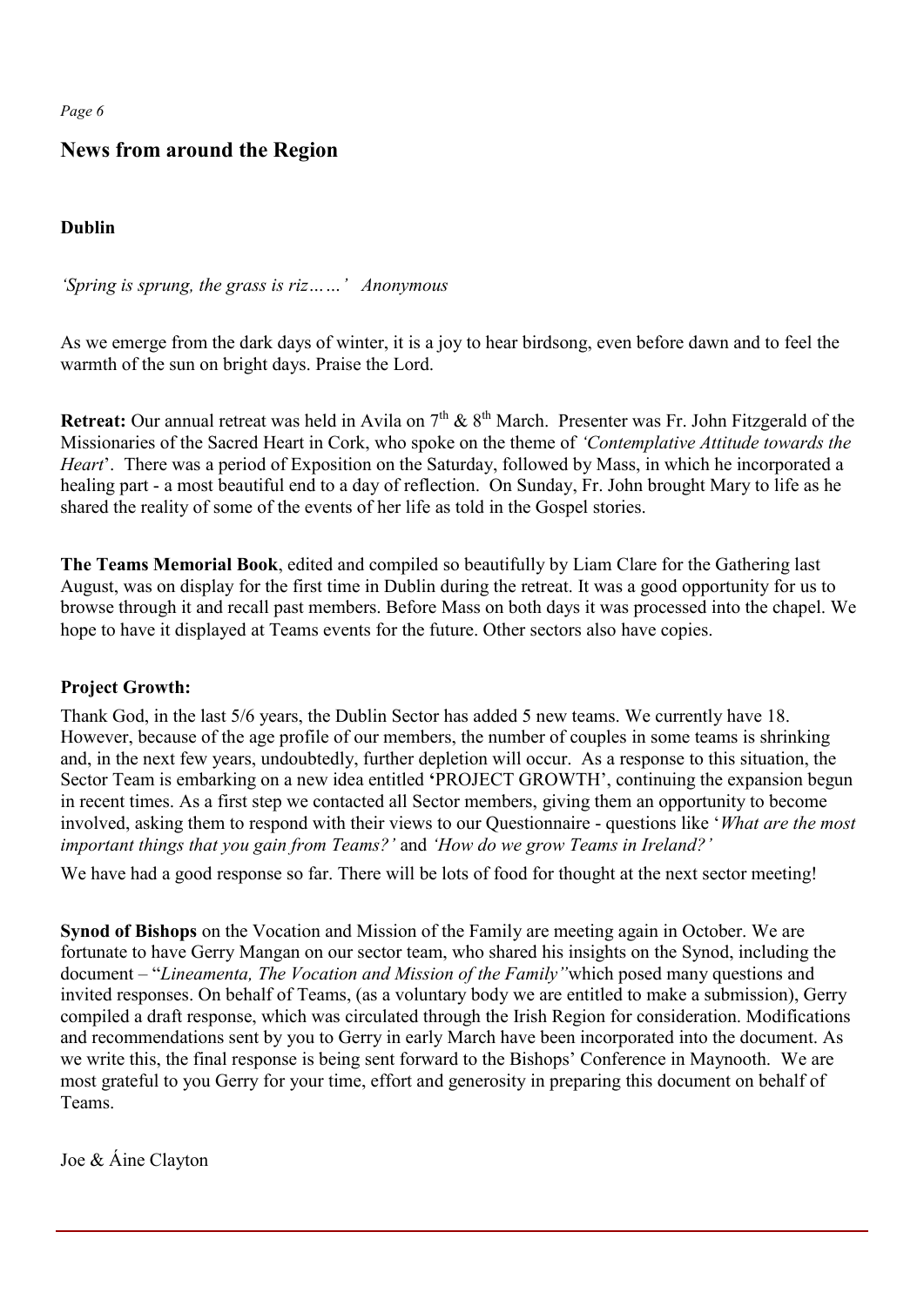## News from around the Region

### Dublin

*'Spring is sprung, the grass is riz……' Anonymous*

As we emerge from the dark days of winter, it is a joy to hear birdsong, even before dawn and to feel the warmth of the sun on bright days. Praise the Lord.

**Retreat:** Our annual retreat was held in Avila on 7th & 8th March. Presenter was Fr. John Fitzgerald of the Missionaries of the Sacred Heart in Cork, who spoke on the theme of *'Contemplative Attitude towards the Heart*'. There was a period of Exposition on the Saturday, followed by Mass, in which he incorporated a healing part - a most beautiful end to a day of reflection. On Sunday, Fr. John brought Mary to life as he shared the reality of some of the events of her life as told in the Gospel stories.

**The Teams Memorial Book**, edited and compiled so beautifully by Liam Clare for the Gathering last August, was on display for the first time in Dublin during the retreat. It was a good opportunity for us to browse through it and recall past members. Before Mass on both days it was processed into the chapel. We hope to have it displayed at Teams events for the future. Other sectors also have copies.

**Project Growth:**

Thank God, in the last 5/6 years, the Dublin Sector has added 5 new teams. We currently have 18. However, because of the age profile of our members, the number of couples in some teams is shrinking and, in the next few years, undoubtedly, further depletion will occur. As a response to this situation, the Sector Team is embarking on a new idea entitled **'**PROJECT GROWTH', continuing the expansion begun in recent times. As a first step we contacted all Sector members, giving them an opportunity to become involved, asking them to respond with their views to our Questionnaire - questions like '*What are the most important things that you gain from Teams?'* and *'How do we grow Teams in Ireland?'*

We have had a good response so far. There will be lots of food for thought at the next sector meeting!

**Synod of Bishops** on the Vocation and Mission of the Family are meeting again in October. We are fortunate to have Gerry Mangan on our sector team, who shared his insights on the Synod, including the document – "*Lineamenta, The Vocation and Mission of the Family"* which posed many questions and invited responses. On behalf of Teams, (as a voluntary body we are entitled to make a submission), Gerry compiled a draft response, which was circulated through the Irish Region for consideration. Modifications and recommendations sent by you to Gerry in early March have been incorporated into the document. As we write this, the final response is being sent forward to the Bishops' Conference in Maynooth. We are most grateful to you Gerry for your time, effort and generosity in preparing this document on behalf of Teams.

Joe & Áine Clayton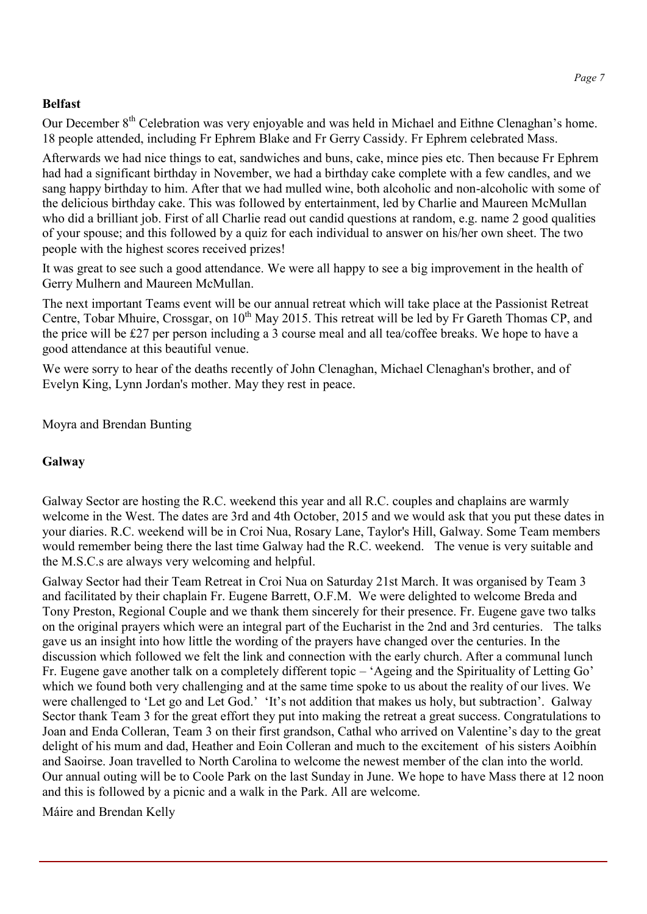**Belfast**

Our December 8th Celebration was very enjoyable and was held in Michael and Eithne Clenaghan's home. 18 people attended, including Fr Ephrem Blake and Fr Gerry Cassidy. Fr Ephrem celebrated Mass.

Afterwards we had nice things to eat, sandwiches and buns, cake, mince pies etc. Then because Fr Ephrem had had a significant birthday in November, we had a birthday cake complete with a few candles, and we sang happy birthday to him. After that we had mulled wine, both alcoholic and non-alcoholic with some of the delicious birthday cake. This was followed by entertainment, led by Charlie and Maureen McMullan who did a brilliant job. First of all Charlie read out candid questions at random, e.g. name 2 good qualities of your spouse; and this followed by a quiz for each individual to answer on his/her own sheet. The two people with the highest scores received prizes!

It was great to see such a good attendance. We were all happy to see a big improvement in the health of Gerry Mulhern and Maureen McMullan.

The next important Teams event will be our annual retreat which will take place at the Passionist Retreat Centre, Tobar Mhuire, Crossgar, on 10th May 2015. This retreat will be led by Fr Gareth Thomas CP, and the price will be £27 per person including a 3 course meal and all tea/coffee breaks. We hope to have a good attendance at this beautiful venue.

We were sorry to hear of the deaths recently of John Clenaghan, Michael Clenaghan's brother, and of Evelyn King, Lynn Jordan's mother. May they rest in peace.

Moyra and Brendan Bunting

**Galway**

Galway Sector are hosting the R.C. weekend this year and all R.C. couples and chaplains are warmly welcome in the West. The dates are 3rd and 4th October, 2015 and we would ask that you put these dates in your diaries. R.C. weekend will be in Croi Nua, Rosary Lane, Taylor's Hill, Galway. Some Team members would remember being there the last time Galway had the R.C. weekend. The venue is very suitable and the M.S.C.s are always very welcoming and helpful.

Galway Sector had their Team Retreat in Croi Nua on Saturday 21st March. It was organised by Team 3 and facilitated by their chaplain Fr. Eugene Barrett, O.F.M. We were delighted to welcome Breda and Tony Preston, Regional Couple and we thank them sincerely for their presence. Fr. Eugene gave two talks on the original prayers which were an integral part of the Eucharist in the 2nd and 3rd centuries. The talks gave us an insight into how little the wording of the prayers have changed over the centuries. In the discussion which followed we felt the link and connection with the early church. After a communal lunch Fr. Eugene gave another talk on a completely different topic – 'Ageing and the Spirituality of Letting Go' which we found both very challenging and at the same time spoke to us about the reality of our lives. We were challenged to 'Let go and Let God.' 'It's not addition that makes us holy, but subtraction'. Galway Sector thank Team 3 for the great effort they put into making the retreat a great success. Congratulations to Joan and Enda Colleran, Team 3 on their first grandson, Cathal who arrived on Valentine's day to the great delight of his mum and dad, Heather and Eoin Colleran and much to the excitement of his sisters Aoibhín and Saoirse. Joan travelled to North Carolina to welcome the newest member of the clan into the world. Our annual outing will be to Coole Park on the last Sunday in June. We hope to have Mass there at 12 noon and this is followed by a picnic and a walk in the Park. All are welcome.

Máire and Brendan Kelly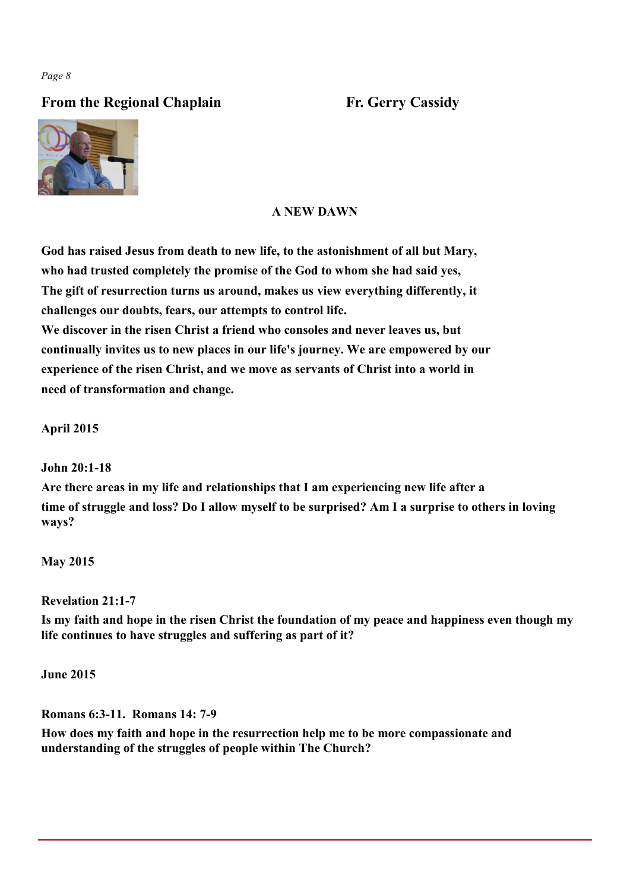## From the Regional Chaplain Fr. Gerry Cassidy

### A NEW DAWN

**God has raised Jesus from death to new life, to the astonishment of all but Mary, who had trusted completely the promise of the God to whom she had said yes, The gift of resurrection turns us around, makes us view everything differently, it challenges our doubts, fears, our attempts to control life.**
**We discover in the risen Christ a friend who consoles and never leaves us, but continually invites us to new places in our life's journey. We are empowered by our experience of the risen Christ, and we move as servants of Christ into a world in need of transformation and change.**

**April 2015**

**John 20:1-18**
**Are there areas in my life and relationships that I am experiencing new life after a time of struggle and loss? Do I allow myself to be surprised? Am I a surprise to others in loving ways?**

**May 2015**

**Revelation 21:1-7**
**Is my faith and hope in the risen Christ the foundation of my peace and happiness even though my life continues to have struggles and suffering as part of it?**

**June 2015**

**Romans 6:3-11. Romans 14: 7-9**
**How does my faith and hope in the resurrection help me to be more compassionate and understanding of the struggles of people within The Church?**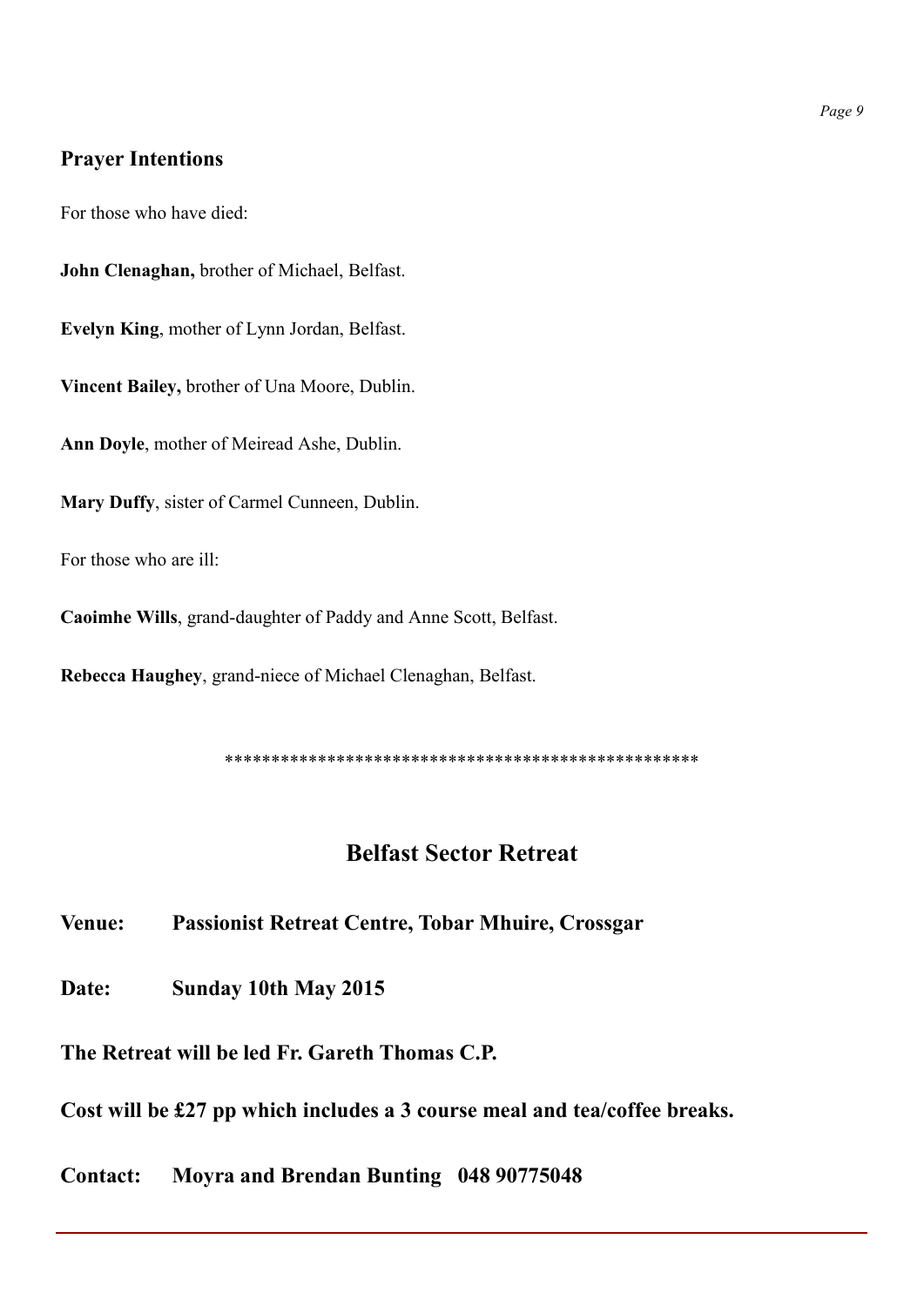## Prayer Intentions

For those who have died:

**John Clenaghan,** brother of Michael, Belfast.

**Evelyn King**, mother of Lynn Jordan, Belfast.

**Vincent Bailey,** brother of Una Moore, Dublin.

**Ann Doyle**, mother of Meiread Ashe, Dublin.

**Mary Duffy**, sister of Carmel Cunneen, Dublin.

For those who are ill:

**Caoimhe Wills**, grand-daughter of Paddy and Anne Scott, Belfast.

**Rebecca Haughey**, grand-niece of Michael Clenaghan, Belfast.

***************************************************

## Belfast Sector Retreat

**Venue: Passionist Retreat Centre, Tobar Mhuire, Crossgar**

**Date: Sunday 10th May 2015**

**The Retreat will be led Fr. Gareth Thomas C.P.**

**Cost will be £27 pp which includes a 3 course meal and tea/coffee breaks.**

**Contact: Moyra and Brendan Bunting 048 90775048**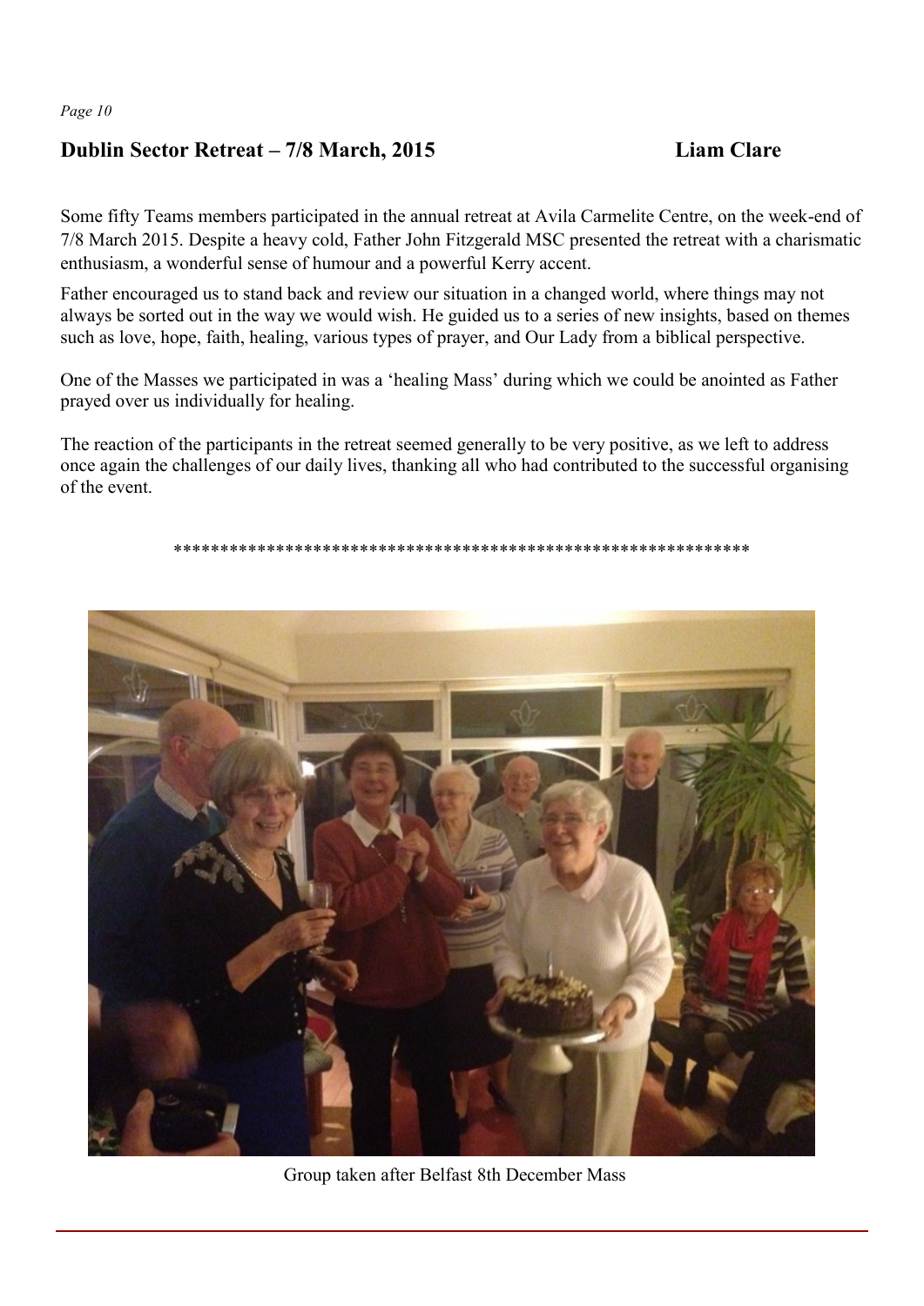## Dublin Sector Retreat – 7/8 March, 2015

**Liam Clare**

Some fifty Teams members participated in the annual retreat at Avila Carmelite Centre, on the week-end of 7/8 March 2015. Despite a heavy cold, Father John Fitzgerald MSC presented the retreat with a charismatic enthusiasm, a wonderful sense of humour and a powerful Kerry accent.

Father encouraged us to stand back and review our situation in a changed world, where things may not always be sorted out in the way we would wish. He guided us to a series of new insights, based on themes such as love, hope, faith, healing, various types of prayer, and Our Lady from a biblical perspective.

One of the Masses we participated in was a 'healing Mass' during which we could be anointed as Father prayed over us individually for healing.

The reaction of the participants in the retreat seemed generally to be very positive, as we left to address once again the challenges of our daily lives, thanking all who had contributed to the successful organising of the event.

\*\*\*\*\*\*\*\*\*\*\*\*\*\*\*\*\*\*\*\*\*\*\*\*\*\*\*\*\*\*\*\*\*\*\*\*\*\*\*\*\*\*\*\*\*\*\*\*\*\*\*\*\*\*\*\*\*\*\*\*\*\*\*

Group taken after Belfast 8th December Mass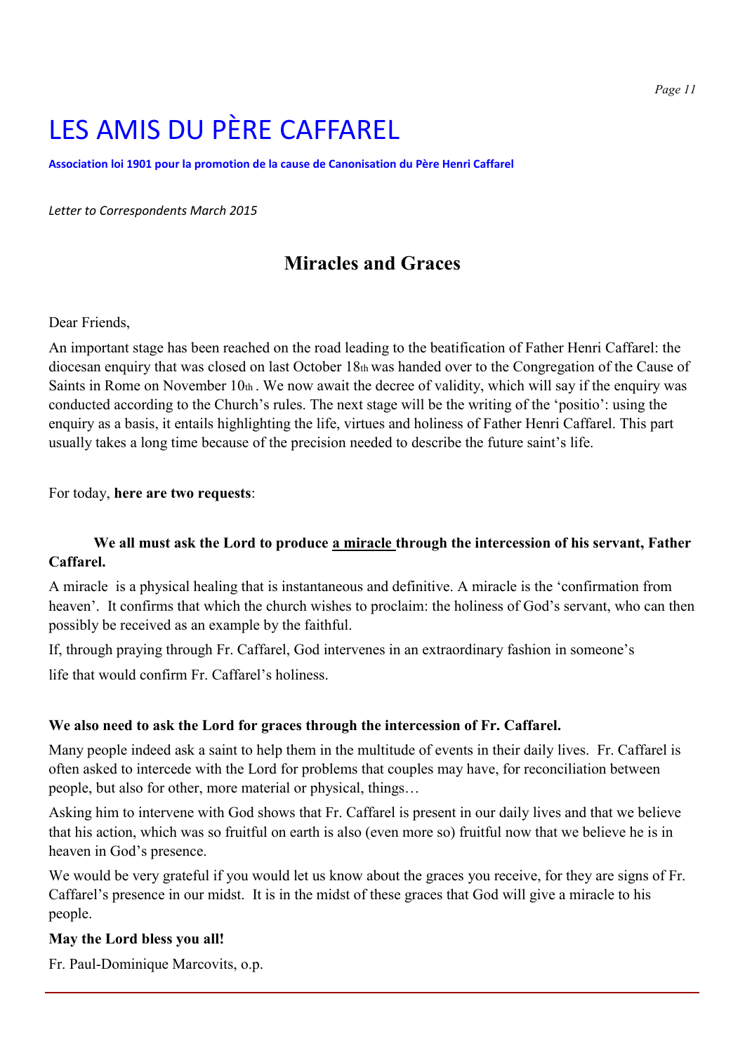# LES AMIS DU PÈRE CAFFAREL

**Association loi 1901 pour la promotion de la cause de Canonisation du Père Henri Caffarel**

*Letter to Correspondents March 2015*

## Miracles and Graces

Dear Friends,

An important stage has been reached on the road leading to the beatification of Father Henri Caffarel: the diocesan enquiry that was closed on last October 18th was handed over to the Congregation of the Cause of Saints in Rome on November 10th. We now await the decree of validity, which will say if the enquiry was conducted according to the Church's rules. The next stage will be the writing of the 'positio': using the enquiry as a basis, it entails highlighting the life, virtues and holiness of Father Henri Caffarel. This part usually takes a long time because of the precision needed to describe the future saint's life.

For today, **here are two requests**:

**We all must ask the Lord to produce <u>a miracle</u> through the intercession of his servant, Father Caffarel.**

A miracle is a physical healing that is instantaneous and definitive. A miracle is the 'confirmation from heaven'. It confirms that which the church wishes to proclaim: the holiness of God's servant, who can then possibly be received as an example by the faithful.

If, through praying through Fr. Caffarel, God intervenes in an extraordinary fashion in someone's life that would confirm Fr. Caffarel's holiness.

**We also need to ask the Lord for graces through the intercession of Fr. Caffarel.**

Many people indeed ask a saint to help them in the multitude of events in their daily lives. Fr. Caffarel is often asked to intercede with the Lord for problems that couples may have, for reconciliation between people, but also for other, more material or physical, things…

Asking him to intervene with God shows that Fr. Caffarel is present in our daily lives and that we believe that his action, which was so fruitful on earth is also (even more so) fruitful now that we believe he is in heaven in God's presence.

We would be very grateful if you would let us know about the graces you receive, for they are signs of Fr. Caffarel's presence in our midst. It is in the midst of these graces that God will give a miracle to his people.

**May the Lord bless you all!**

Fr. Paul-Dominique Marcovits, o.p.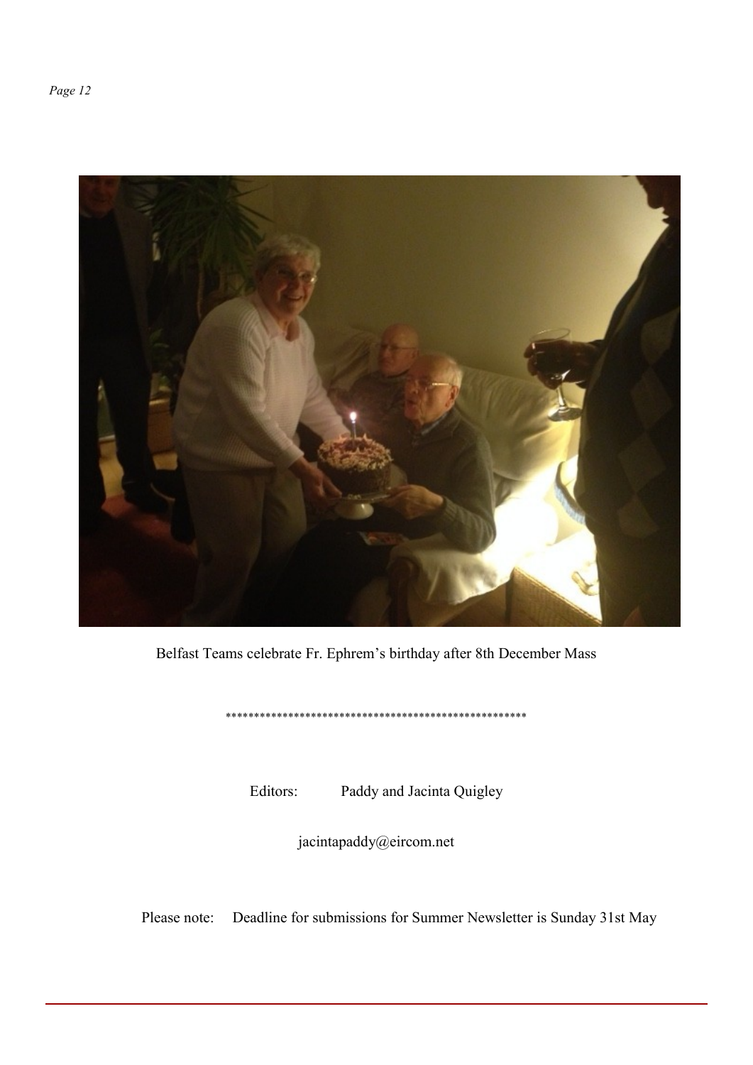Belfast Teams celebrate Fr. Ephrem's birthday after 8th December Mass

*****************************************************

Editors: Paddy and Jacinta Quigley

jacintapaddy@eircom.net

Please note: Deadline for submissions for Summer Newsletter is Sunday 31st May